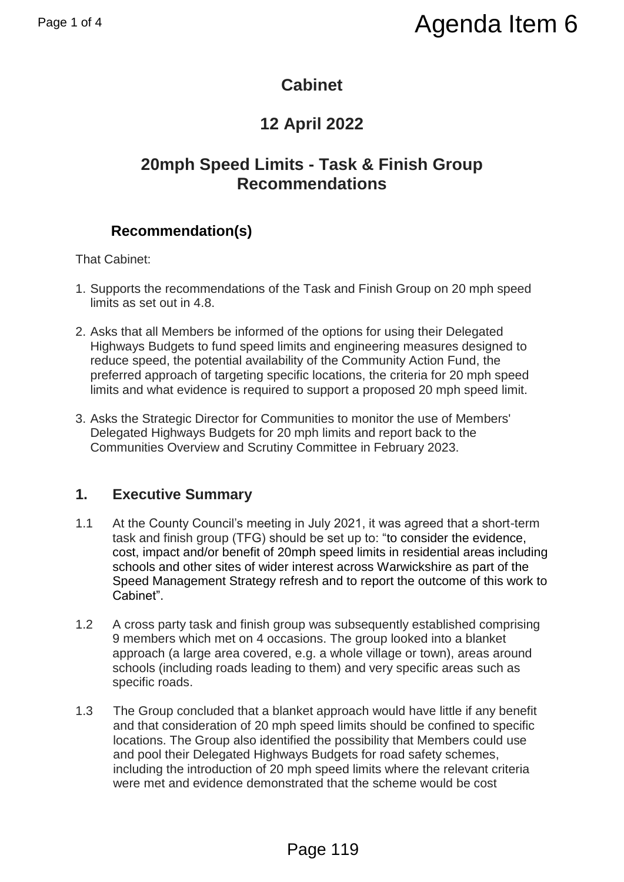Agenda Item 6

# Cabinet

## 12 April 2022

## 20mph Speed Limits - Task & Finish Group Recommendations

### Recommendation(s)

That Cabinet:

1. Supports the recommendations of the Task and Finish Group on 20 mph speed limits as set out in 4.8.

2. Asks that all Members be informed of the options for using their Delegated Highways Budgets to fund speed limits and engineering measures designed to reduce speed, the potential availability of the Community Action Fund, the preferred approach of targeting specific locations, the criteria for 20 mph speed limits and what evidence is required to support a proposed 20 mph speed limit.

3. Asks the Strategic Director for Communities to monitor the use of Members' Delegated Highways Budgets for 20 mph limits and report back to the Communities Overview and Scrutiny Committee in February 2023.

## 1. Executive Summary

1.1 At the County Council's meeting in July 2021, it was agreed that a short-term task and finish group (TFG) should be set up to: "to consider the evidence, cost, impact and/or benefit of 20mph speed limits in residential areas including schools and other sites of wider interest across Warwickshire as part of the Speed Management Strategy refresh and to report the outcome of this work to Cabinet".

1.2 A cross party task and finish group was subsequently established comprising 9 members which met on 4 occasions. The group looked into a blanket approach (a large area covered, e.g. a whole village or town), areas around schools (including roads leading to them) and very specific areas such as specific roads.

1.3 The Group concluded that a blanket approach would have little if any benefit and that consideration of 20 mph speed limits should be confined to specific locations. The Group also identified the possibility that Members could use and pool their Delegated Highways Budgets for road safety schemes, including the introduction of 20 mph speed limits where the relevant criteria were met and evidence demonstrated that the scheme would be cost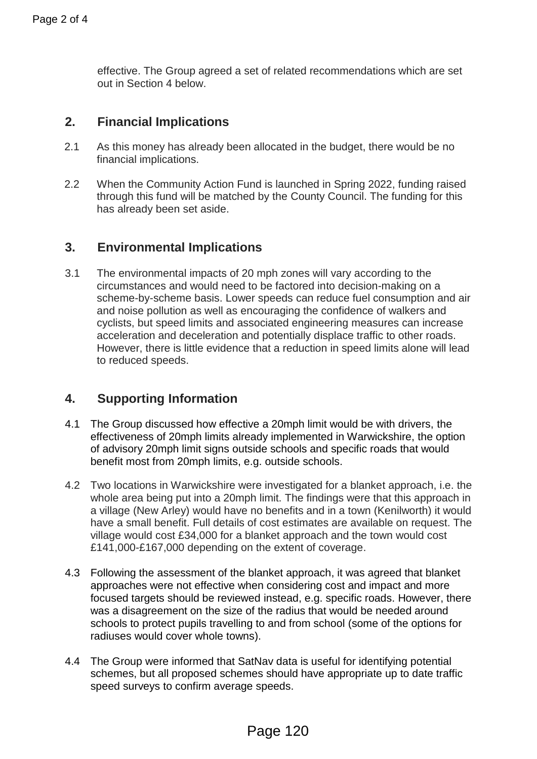effective. The Group agreed a set of related recommendations which are set out in Section 4 below.

## 2. Financial Implications

2.1 As this money has already been allocated in the budget, there would be no financial implications.

2.2 When the Community Action Fund is launched in Spring 2022, funding raised through this fund will be matched by the County Council. The funding for this has already been set aside.

## 3. Environmental Implications

3.1 The environmental impacts of 20 mph zones will vary according to the circumstances and would need to be factored into decision-making on a scheme-by-scheme basis. Lower speeds can reduce fuel consumption and air and noise pollution as well as encouraging the confidence of walkers and cyclists, but speed limits and associated engineering measures can increase acceleration and deceleration and potentially displace traffic to other roads. However, there is little evidence that a reduction in speed limits alone will lead to reduced speeds.

## 4. Supporting Information

4.1 The Group discussed how effective a 20mph limit would be with drivers, the effectiveness of 20mph limits already implemented in Warwickshire, the option of advisory 20mph limit signs outside schools and specific roads that would benefit most from 20mph limits, e.g. outside schools.

4.2 Two locations in Warwickshire were investigated for a blanket approach, i.e. the whole area being put into a 20mph limit. The findings were that this approach in a village (New Arley) would have no benefits and in a town (Kenilworth) it would have a small benefit. Full details of cost estimates are available on request. The village would cost £34,000 for a blanket approach and the town would cost £141,000-£167,000 depending on the extent of coverage.

4.3 Following the assessment of the blanket approach, it was agreed that blanket approaches were not effective when considering cost and impact and more focused targets should be reviewed instead, e.g. specific roads. However, there was a disagreement on the size of the radius that would be needed around schools to protect pupils travelling to and from school (some of the options for radiuses would cover whole towns).

4.4 The Group were informed that SatNav data is useful for identifying potential schemes, but all proposed schemes should have appropriate up to date traffic speed surveys to confirm average speeds.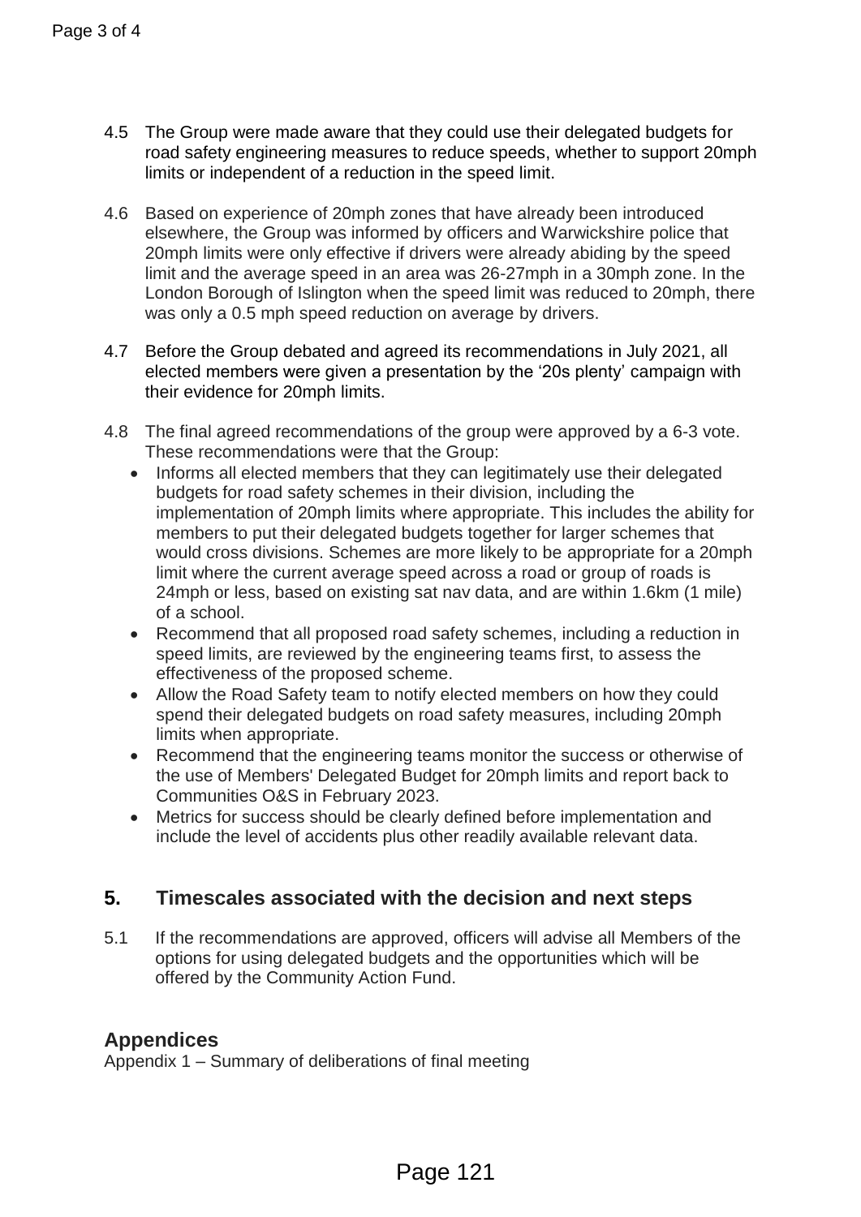4.5 The Group were made aware that they could use their delegated budgets for road safety engineering measures to reduce speeds, whether to support 20mph limits or independent of a reduction in the speed limit.

4.6 Based on experience of 20mph zones that have already been introduced elsewhere, the Group was informed by officers and Warwickshire police that 20mph limits were only effective if drivers were already abiding by the speed limit and the average speed in an area was 26-27mph in a 30mph zone. In the London Borough of Islington when the speed limit was reduced to 20mph, there was only a 0.5 mph speed reduction on average by drivers.

4.7 Before the Group debated and agreed its recommendations in July 2021, all elected members were given a presentation by the '20s plenty' campaign with their evidence for 20mph limits.

4.8 The final agreed recommendations of the group were approved by a 6-3 vote. These recommendations were that the Group:

- Informs all elected members that they can legitimately use their delegated budgets for road safety schemes in their division, including the implementation of 20mph limits where appropriate. This includes the ability for members to put their delegated budgets together for larger schemes that would cross divisions. Schemes are more likely to be appropriate for a 20mph limit where the current average speed across a road or group of roads is 24mph or less, based on existing sat nav data, and are within 1.6km (1 mile) of a school.
- Recommend that all proposed road safety schemes, including a reduction in speed limits, are reviewed by the engineering teams first, to assess the effectiveness of the proposed scheme.
- Allow the Road Safety team to notify elected members on how they could spend their delegated budgets on road safety measures, including 20mph limits when appropriate.
- Recommend that the engineering teams monitor the success or otherwise of the use of Members' Delegated Budget for 20mph limits and report back to Communities O&S in February 2023.
- Metrics for success should be clearly defined before implementation and include the level of accidents plus other readily available relevant data.

## 5. Timescales associated with the decision and next steps

5.1 If the recommendations are approved, officers will advise all Members of the options for using delegated budgets and the opportunities which will be offered by the Community Action Fund.

## Appendices

Appendix 1 – Summary of deliberations of final meeting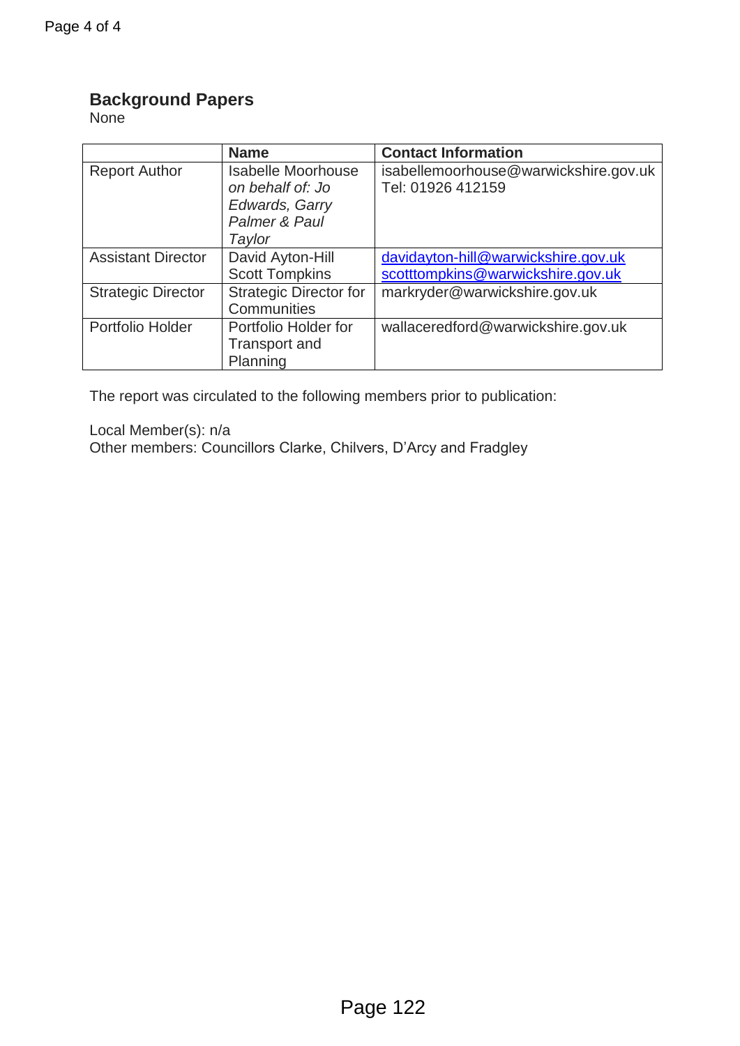## Background Papers

None

| | Name | Contact Information |
|---|---|---|
| Report Author | Isabelle Moorhouse *on behalf of: Jo Edwards, Garry Palmer & Paul Taylor* | isabellemoorhouse@warwickshire.gov.uk Tel: 01926 412159 |
| Assistant Director | David Ayton-Hill Scott Tompkins | davidayton-hill@warwickshire.gov.uk scotttompkins@warwickshire.gov.uk |
| Strategic Director | Strategic Director for Communities | markryder@warwickshire.gov.uk |
| Portfolio Holder | Portfolio Holder for Transport and Planning | wallaceredford@warwickshire.gov.uk |

The report was circulated to the following members prior to publication:

Local Member(s): n/a
Other members: Councillors Clarke, Chilvers, D'Arcy and Fradgley